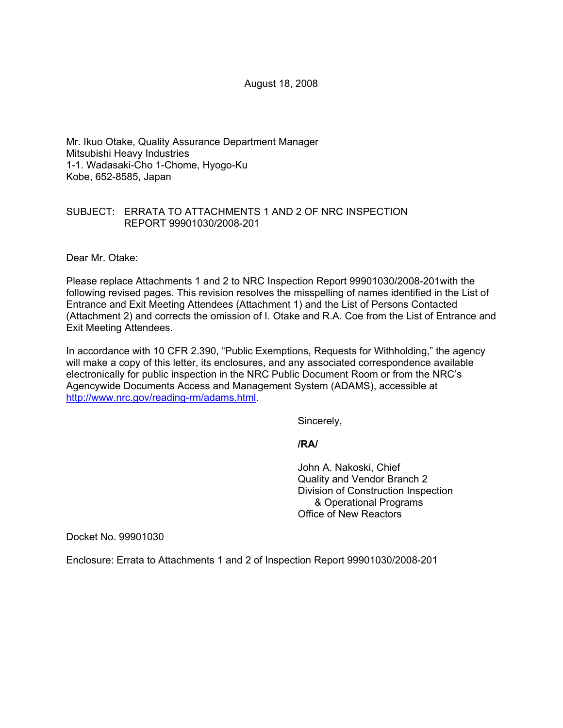August 18, 2008

Mr. Ikuo Otake, Quality Assurance Department Manager
Mitsubishi Heavy Industries
1-1. Wadasaki-Cho 1-Chome, Hyogo-Ku
Kobe, 652-8585, Japan

SUBJECT: ERRATA TO ATTACHMENTS 1 AND 2 OF NRC INSPECTION REPORT 99901030/2008-201

Dear Mr. Otake:

Please replace Attachments 1 and 2 to NRC Inspection Report 99901030/2008-201with the following revised pages. This revision resolves the misspelling of names identified in the List of Entrance and Exit Meeting Attendees (Attachment 1) and the List of Persons Contacted (Attachment 2) and corrects the omission of I. Otake and R.A. Coe from the List of Entrance and Exit Meeting Attendees.

In accordance with 10 CFR 2.390, "Public Exemptions, Requests for Withholding," the agency will make a copy of this letter, its enclosures, and any associated correspondence available electronically for public inspection in the NRC Public Document Room or from the NRC's Agencywide Documents Access and Management System (ADAMS), accessible at http://www.nrc.gov/reading-rm/adams.html.

Sincerely,

**/RA/**

John A. Nakoski, Chief
Quality and Vendor Branch 2
Division of Construction Inspection
& Operational Programs
Office of New Reactors

Docket No. 99901030

Enclosure: Errata to Attachments 1 and 2 of Inspection Report 99901030/2008-201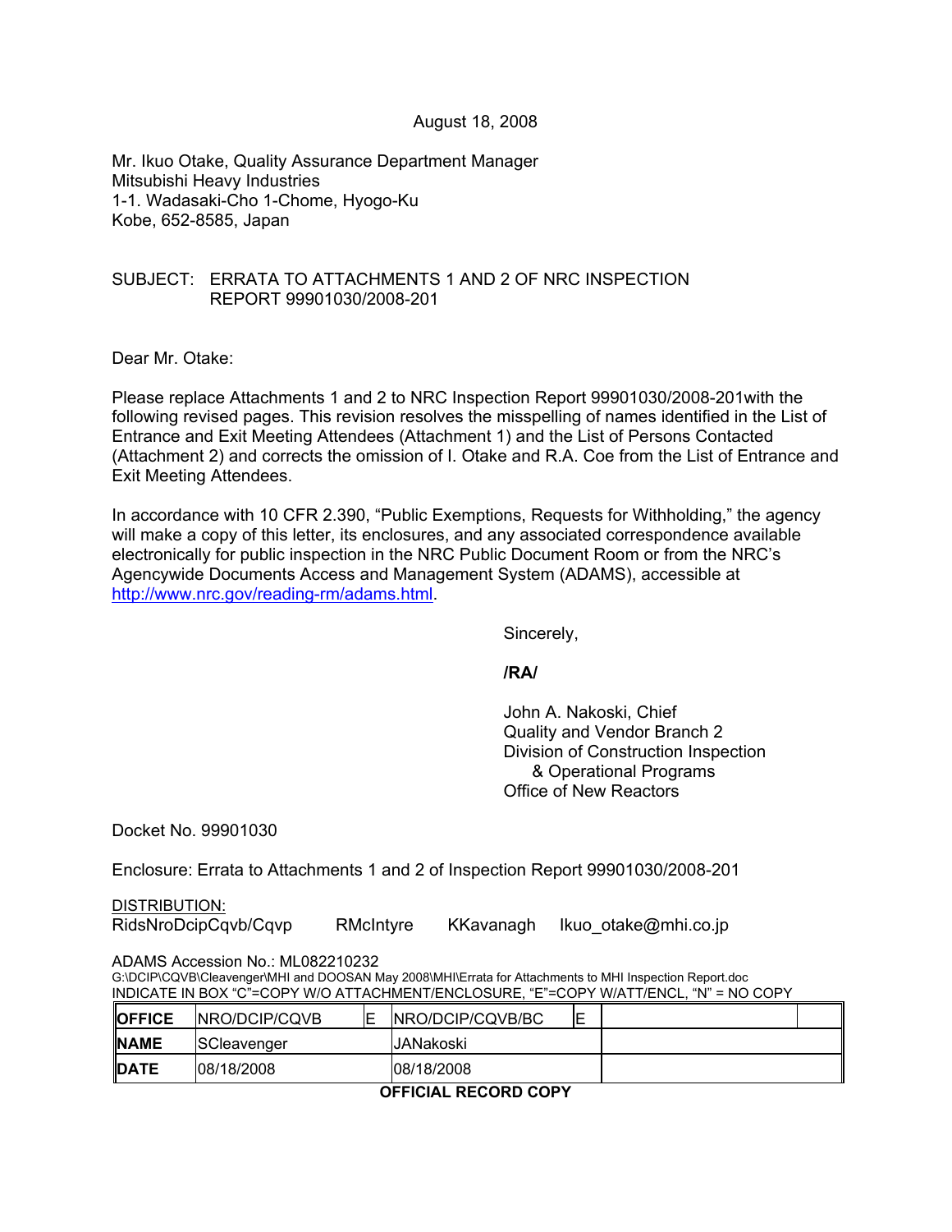August 18, 2008

Mr. Ikuo Otake, Quality Assurance Department Manager
Mitsubishi Heavy Industries
1-1. Wadasaki-Cho 1-Chome, Hyogo-Ku
Kobe, 652-8585, Japan

SUBJECT: ERRATA TO ATTACHMENTS 1 AND 2 OF NRC INSPECTION REPORT 99901030/2008-201

Dear Mr. Otake:

Please replace Attachments 1 and 2 to NRC Inspection Report 99901030/2008-201with the following revised pages. This revision resolves the misspelling of names identified in the List of Entrance and Exit Meeting Attendees (Attachment 1) and the List of Persons Contacted (Attachment 2) and corrects the omission of I. Otake and R.A. Coe from the List of Entrance and Exit Meeting Attendees.

In accordance with 10 CFR 2.390, "Public Exemptions, Requests for Withholding," the agency will make a copy of this letter, its enclosures, and any associated correspondence available electronically for public inspection in the NRC Public Document Room or from the NRC's Agencywide Documents Access and Management System (ADAMS), accessible at http://www.nrc.gov/reading-rm/adams.html.

Sincerely,

**/RA/**

John A. Nakoski, Chief
Quality and Vendor Branch 2
Division of Construction Inspection
& Operational Programs
Office of New Reactors

Docket No. 99901030

Enclosure: Errata to Attachments 1 and 2 of Inspection Report 99901030/2008-201

DISTRIBUTION:
RidsNroDcipCqvb/Cqvp RMcIntyre KKavanagh Ikuo_otake@mhi.co.jp

ADAMS Accession No.: ML082210232
G:\DCIP\CQVB\Cleavenger\MHI and DOOSAN May 2008\MHI\Errata for Attachments to MHI Inspection Report.doc
INDICATE IN BOX "C"=COPY W/O ATTACHMENT/ENCLOSURE, "E"=COPY W/ATT/ENCL, "N" = NO COPY

| **OFFICE** | NRO/DCIP/CQVB | E | NRO/DCIP/CQVB/BC | E | | |
|---|---|---|---|---|---|---|
| **NAME** | SCleavenger | | JANakoski | | | |
| **DATE** | 08/18/2008 | | 08/18/2008 | | | |

**OFFICIAL RECORD COPY**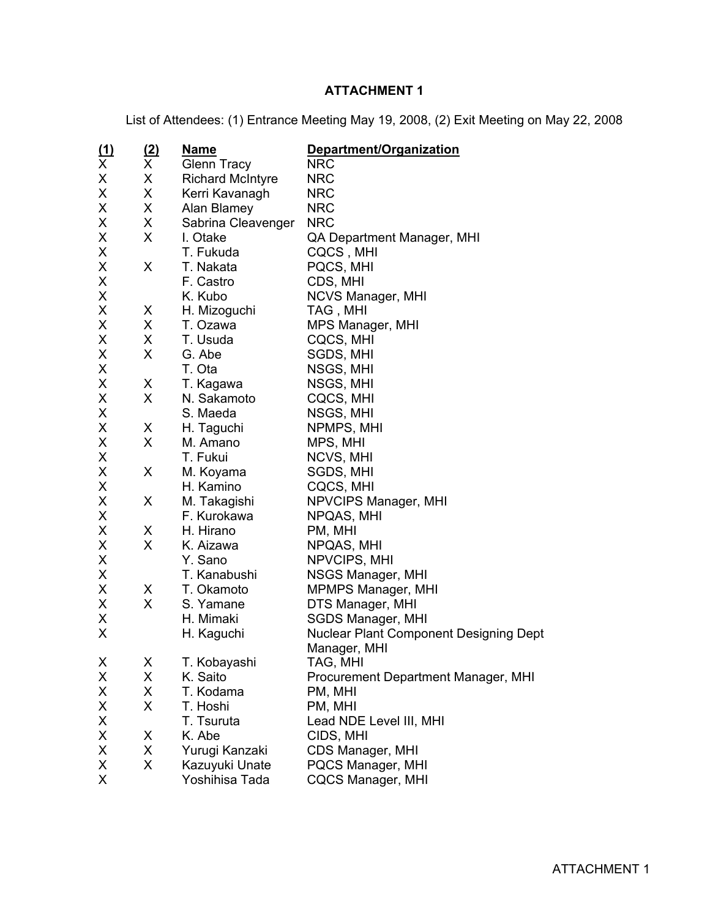# ATTACHMENT 1

List of Attendees: (1) Entrance Meeting May 19, 2008, (2) Exit Meeting on May 22, 2008

| (1) | (2) | Name | Department/Organization |
|---|---|---|---|
| X | X | Glenn Tracy | NRC |
| X | X | Richard McIntyre | NRC |
| X | X | Kerri Kavanagh | NRC |
| X | X | Alan Blamey | NRC |
| X | X | Sabrina Cleavenger | NRC |
| X | X | I. Otake | QA Department Manager, MHI |
| X | | T. Fukuda | CQCS , MHI |
| X | X | T. Nakata | PQCS, MHI |
| X | | F. Castro | CDS, MHI |
| X | | K. Kubo | NCVS Manager, MHI |
| X | X | H. Mizoguchi | TAG , MHI |
| X | X | T. Ozawa | MPS Manager, MHI |
| X | X | T. Usuda | CQCS, MHI |
| X | X | G. Abe | SGDS, MHI |
| X | | T. Ota | NSGS, MHI |
| X | X | T. Kagawa | NSGS, MHI |
| X | X | N. Sakamoto | CQCS, MHI |
| X | | S. Maeda | NSGS, MHI |
| X | X | H. Taguchi | NPMPS, MHI |
| X | X | M. Amano | MPS, MHI |
| X | | T. Fukui | NCVS, MHI |
| X | X | M. Koyama | SGDS, MHI |
| X | | H. Kamino | CQCS, MHI |
| X | X | M. Takagishi | NPVCIPS Manager, MHI |
| X | | F. Kurokawa | NPQAS, MHI |
| X | X | H. Hirano | PM, MHI |
| X | X | K. Aizawa | NPQAS, MHI |
| X | | Y. Sano | NPVCIPS, MHI |
| X | | T. Kanabushi | NSGS Manager, MHI |
| X | X | T. Okamoto | MPMPS Manager, MHI |
| X | X | S. Yamane | DTS Manager, MHI |
| X | | H. Mimaki | SGDS Manager, MHI |
| X | | H. Kaguchi | Nuclear Plant Component Designing Dept Manager, MHI |
| X | X | T. Kobayashi | TAG, MHI |
| X | X | K. Saito | Procurement Department Manager, MHI |
| X | X | T. Kodama | PM, MHI |
| X | X | T. Hoshi | PM, MHI |
| X | | T. Tsuruta | Lead NDE Level III, MHI |
| X | X | K. Abe | CIDS, MHI |
| X | X | Yurugi Kanzaki | CDS Manager, MHI |
| X | X | Kazuyuki Unate | PQCS Manager, MHI |
| X | | Yoshihisa Tada | CQCS Manager, MHI |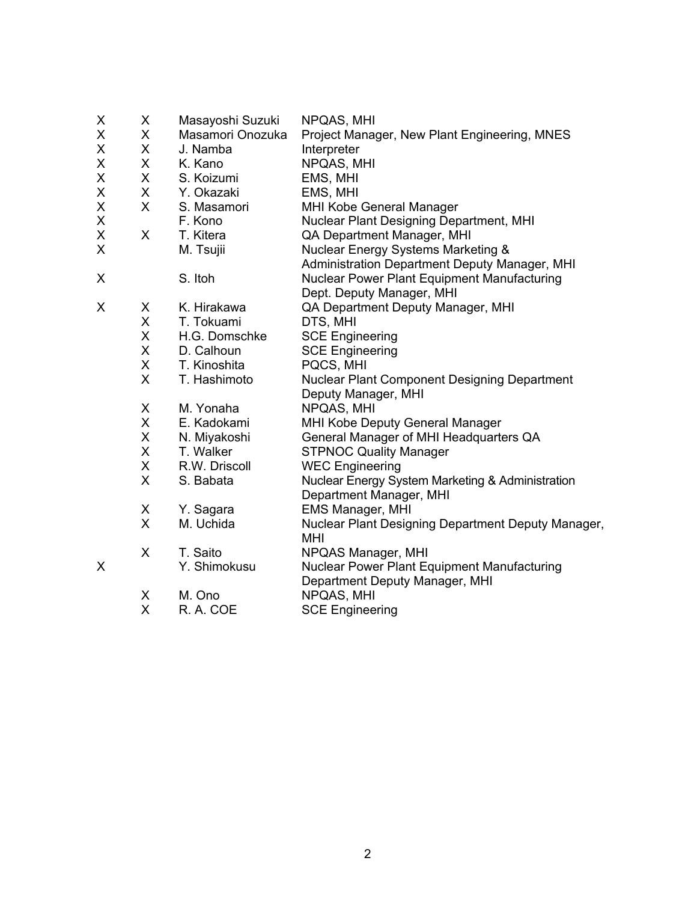| | | | |
|---|---|---|---|
| X | X | Masayoshi Suzuki | NPQAS, MHI |
| X | X | Masamori Onozuka | Project Manager, New Plant Engineering, MNES |
| X | X | J. Namba | Interpreter |
| X | X | K. Kano | NPQAS, MHI |
| X | X | S. Koizumi | EMS, MHI |
| X | X | Y. Okazaki | EMS, MHI |
| X | X | S. Masamori | MHI Kobe General Manager |
| X | | F. Kono | Nuclear Plant Designing Department, MHI |
| X | X | T. Kitera | QA Department Manager, MHI |
| X | | M. Tsujii | Nuclear Energy Systems Marketing & Administration Department Deputy Manager, MHI |
| X | | S. Itoh | Nuclear Power Plant Equipment Manufacturing Dept. Deputy Manager, MHI |
| X | X | K. Hirakawa | QA Department Deputy Manager, MHI |
| | X | T. Tokuami | DTS, MHI |
| | X | H.G. Domschke | SCE Engineering |
| | X | D. Calhoun | SCE Engineering |
| | X | T. Kinoshita | PQCS, MHI |
| | X | T. Hashimoto | Nuclear Plant Component Designing Department Deputy Manager, MHI |
| | X | M. Yonaha | NPQAS, MHI |
| | X | E. Kadokami | MHI Kobe Deputy General Manager |
| | X | N. Miyakoshi | General Manager of MHI Headquarters QA |
| | X | T. Walker | STPNOC Quality Manager |
| | X | R.W. Driscoll | WEC Engineering |
| | X | S. Babata | Nuclear Energy System Marketing & Administration Department Manager, MHI |
| | X | Y. Sagara | EMS Manager, MHI |
| | X | M. Uchida | Nuclear Plant Designing Department Deputy Manager, MHI |
| | X | T. Saito | NPQAS Manager, MHI |
| X | | Y. Shimokusu | Nuclear Power Plant Equipment Manufacturing Department Deputy Manager, MHI |
| | X | M. Ono | NPQAS, MHI |
| | X | R. A. COE | SCE Engineering |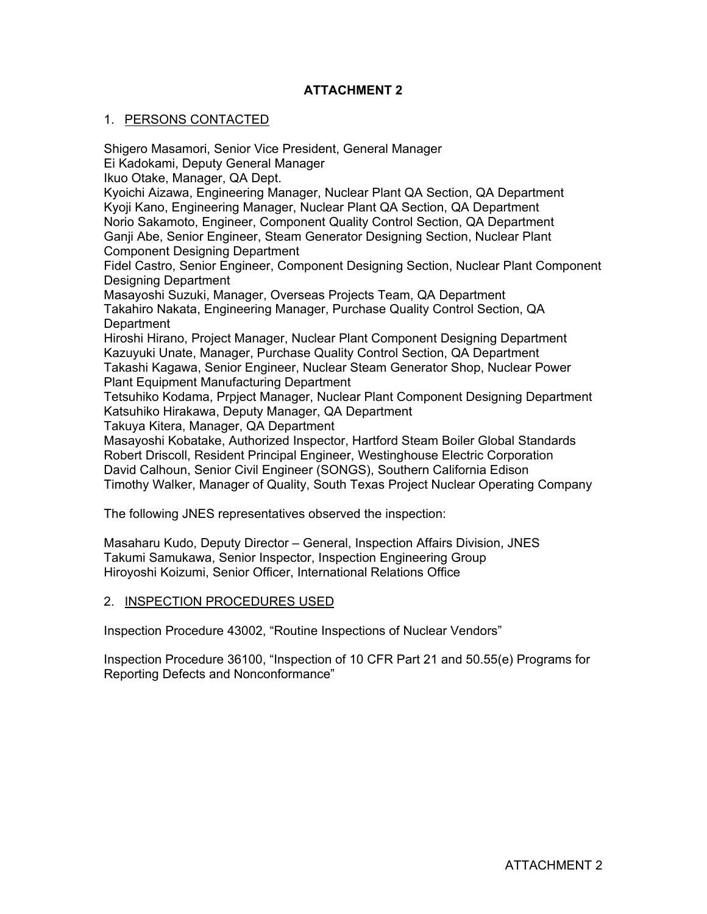# ATTACHMENT 2

## 1. PERSONS CONTACTED

Shigero Masamori, Senior Vice President, General Manager
Ei Kadokami, Deputy General Manager
Ikuo Otake, Manager, QA Dept.
Kyoichi Aizawa, Engineering Manager, Nuclear Plant QA Section, QA Department
Kyoji Kano, Engineering Manager, Nuclear Plant QA Section, QA Department
Norio Sakamoto, Engineer, Component Quality Control Section, QA Department
Ganji Abe, Senior Engineer, Steam Generator Designing Section, Nuclear Plant Component Designing Department
Fidel Castro, Senior Engineer, Component Designing Section, Nuclear Plant Component Designing Department
Masayoshi Suzuki, Manager, Overseas Projects Team, QA Department
Takahiro Nakata, Engineering Manager, Purchase Quality Control Section, QA Department
Hiroshi Hirano, Project Manager, Nuclear Plant Component Designing Department
Kazuyuki Unate, Manager, Purchase Quality Control Section, QA Department
Takashi Kagawa, Senior Engineer, Nuclear Steam Generator Shop, Nuclear Power Plant Equipment Manufacturing Department
Tetsuhiko Kodama, Prpject Manager, Nuclear Plant Component Designing Department
Katsuhiko Hirakawa, Deputy Manager, QA Department
Takuya Kitera, Manager, QA Department
Masayoshi Kobatake, Authorized Inspector, Hartford Steam Boiler Global Standards
Robert Driscoll, Resident Principal Engineer, Westinghouse Electric Corporation
David Calhoun, Senior Civil Engineer (SONGS), Southern California Edison
Timothy Walker, Manager of Quality, South Texas Project Nuclear Operating Company

The following JNES representatives observed the inspection:

Masaharu Kudo, Deputy Director – General, Inspection Affairs Division, JNES
Takumi Samukawa, Senior Inspector, Inspection Engineering Group
Hiroyoshi Koizumi, Senior Officer, International Relations Office

## 2. INSPECTION PROCEDURES USED

Inspection Procedure 43002, "Routine Inspections of Nuclear Vendors"

Inspection Procedure 36100, "Inspection of 10 CFR Part 21 and 50.55(e) Programs for Reporting Defects and Nonconformance"